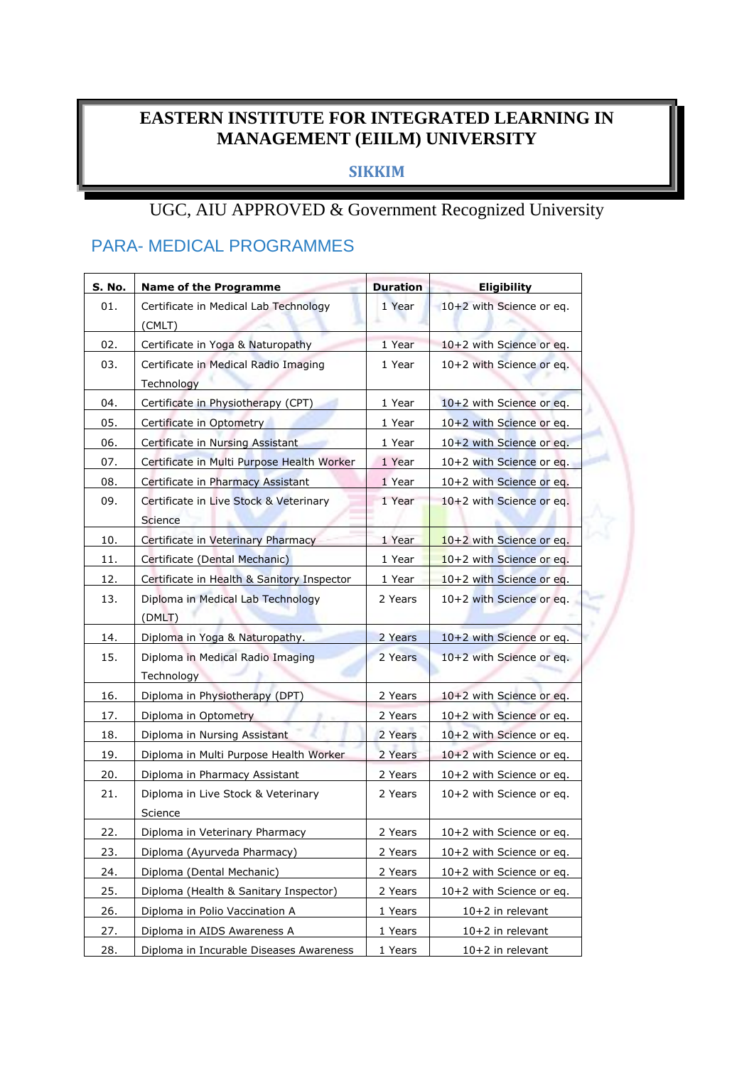# EASTERN INSTITUTE FOR INTEGRATED LEARNING IN MANAGEMENT (EIILM) UNIVERSITY

## SIKKIM

UGC, AIU APPROVED & Government Recognized University

## PARA- MEDICAL PROGRAMMES

| S. No. | Name of the Programme | Duration | Eligibility |
|---|---|---|---|
| 01. | Certificate in Medical Lab Technology (CMLT) | 1 Year | 10+2 with Science or eq. |
| 02. | Certificate in Yoga & Naturopathy | 1 Year | 10+2 with Science or eq. |
| 03. | Certificate in Medical Radio Imaging Technology | 1 Year | 10+2 with Science or eq. |
| 04. | Certificate in Physiotherapy (CPT) | 1 Year | 10+2 with Science or eq. |
| 05. | Certificate in Optometry | 1 Year | 10+2 with Science or eq. |
| 06. | Certificate in Nursing Assistant | 1 Year | 10+2 with Science or eq. |
| 07. | Certificate in Multi Purpose Health Worker | 1 Year | 10+2 with Science or eq. |
| 08. | Certificate in Pharmacy Assistant | 1 Year | 10+2 with Science or eq. |
| 09. | Certificate in Live Stock & Veterinary Science | 1 Year | 10+2 with Science or eq. |
| 10. | Certificate in Veterinary Pharmacy | 1 Year | 10+2 with Science or eq. |
| 11. | Certificate (Dental Mechanic) | 1 Year | 10+2 with Science or eq. |
| 12. | Certificate in Health & Sanitory Inspector | 1 Year | 10+2 with Science or eq. |
| 13. | Diploma in Medical Lab Technology (DMLT) | 2 Years | 10+2 with Science or eq. |
| 14. | Diploma in Yoga & Naturopathy. | 2 Years | 10+2 with Science or eq. |
| 15. | Diploma in Medical Radio Imaging Technology | 2 Years | 10+2 with Science or eq. |
| 16. | Diploma in Physiotherapy (DPT) | 2 Years | 10+2 with Science or eq. |
| 17. | Diploma in Optometry | 2 Years | 10+2 with Science or eq. |
| 18. | Diploma in Nursing Assistant | 2 Years | 10+2 with Science or eq. |
| 19. | Diploma in Multi Purpose Health Worker | 2 Years | 10+2 with Science or eq. |
| 20. | Diploma in Pharmacy Assistant | 2 Years | 10+2 with Science or eq. |
| 21. | Diploma in Live Stock & Veterinary Science | 2 Years | 10+2 with Science or eq. |
| 22. | Diploma in Veterinary Pharmacy | 2 Years | 10+2 with Science or eq. |
| 23. | Diploma (Ayurveda Pharmacy) | 2 Years | 10+2 with Science or eq. |
| 24. | Diploma (Dental Mechanic) | 2 Years | 10+2 with Science or eq. |
| 25. | Diploma (Health & Sanitary Inspector) | 2 Years | 10+2 with Science or eq. |
| 26. | Diploma in Polio Vaccination A | 1 Years | 10+2 in relevant |
| 27. | Diploma in AIDS Awareness A | 1 Years | 10+2 in relevant |
| 28. | Diploma in Incurable Diseases Awareness | 1 Years | 10+2 in relevant |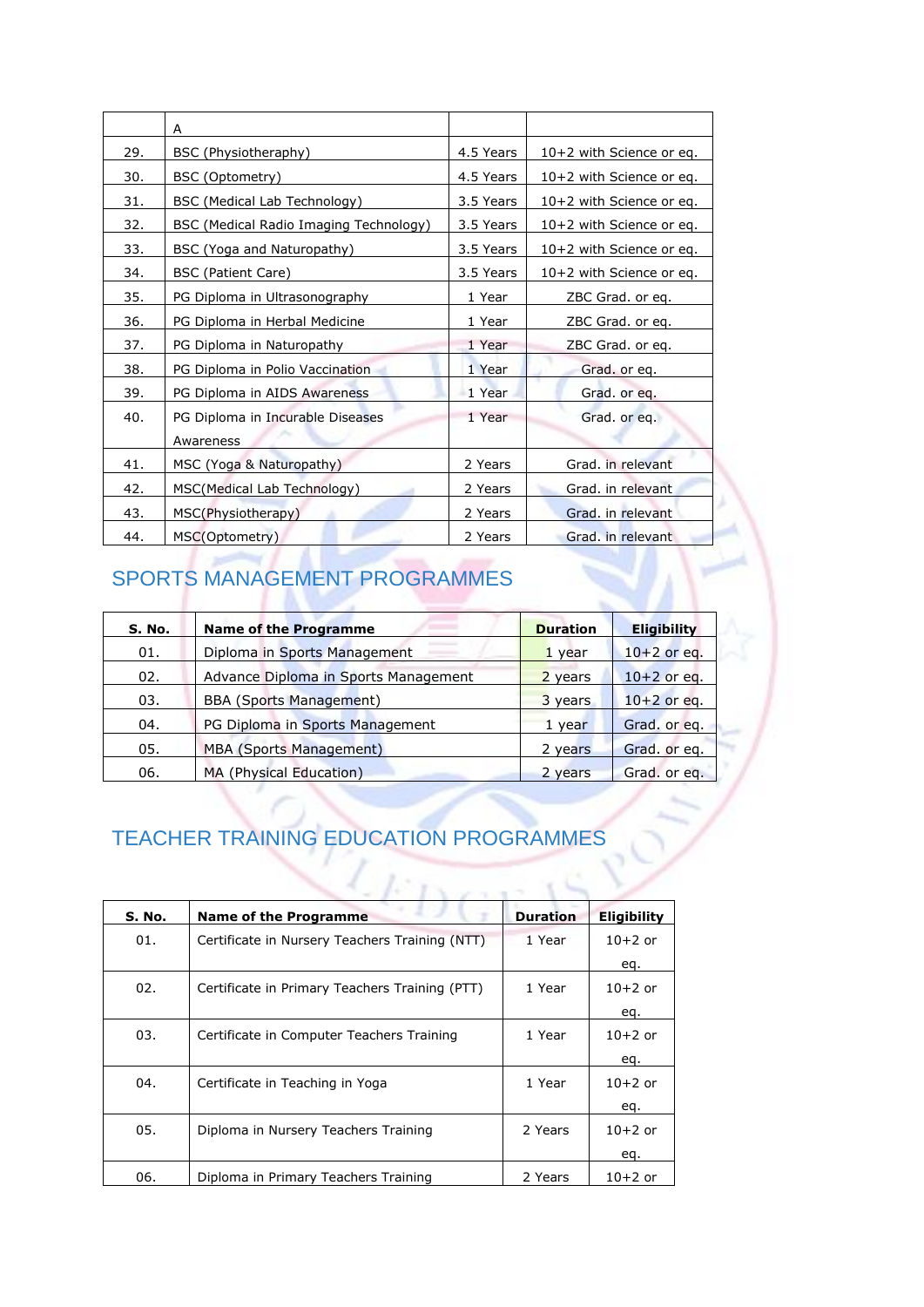| | A | | |
|---|---|---|---|
| 29. | BSC (Physiotheraphy) | 4.5 Years | 10+2 with Science or eq. |
| 30. | BSC (Optometry) | 4.5 Years | 10+2 with Science or eq. |
| 31. | BSC (Medical Lab Technology) | 3.5 Years | 10+2 with Science or eq. |
| 32. | BSC (Medical Radio Imaging Technology) | 3.5 Years | 10+2 with Science or eq. |
| 33. | BSC (Yoga and Naturopathy) | 3.5 Years | 10+2 with Science or eq. |
| 34. | BSC (Patient Care) | 3.5 Years | 10+2 with Science or eq. |
| 35. | PG Diploma in Ultrasonography | 1 Year | ZBC Grad. or eq. |
| 36. | PG Diploma in Herbal Medicine | 1 Year | ZBC Grad. or eq. |
| 37. | PG Diploma in Naturopathy | 1 Year | ZBC Grad. or eq. |
| 38. | PG Diploma in Polio Vaccination | 1 Year | Grad. or eq. |
| 39. | PG Diploma in AIDS Awareness | 1 Year | Grad. or eq. |
| 40. | PG Diploma in Incurable Diseases Awareness | 1 Year | Grad. or eq. |
| 41. | MSC (Yoga & Naturopathy) | 2 Years | Grad. in relevant |
| 42. | MSC(Medical Lab Technology) | 2 Years | Grad. in relevant |
| 43. | MSC(Physiotherapy) | 2 Years | Grad. in relevant |
| 44. | MSC(Optometry) | 2 Years | Grad. in relevant |

## SPORTS MANAGEMENT PROGRAMMES

| S. No. | Name of the Programme | Duration | Eligibility |
|---|---|---|---|
| 01. | Diploma in Sports Management | 1 year | 10+2 or eq. |
| 02. | Advance Diploma in Sports Management | 2 years | 10+2 or eq. |
| 03. | BBA (Sports Management) | 3 years | 10+2 or eq. |
| 04. | PG Diploma in Sports Management | 1 year | Grad. or eq. |
| 05. | MBA (Sports Management) | 2 years | Grad. or eq. |
| 06. | MA (Physical Education) | 2 years | Grad. or eq. |

## TEACHER TRAINING EDUCATION PROGRAMMES

| S. No. | Name of the Programme | Duration | Eligibility |
|---|---|---|---|
| 01. | Certificate in Nursery Teachers Training (NTT) | 1 Year | 10+2 or eq. |
| 02. | Certificate in Primary Teachers Training (PTT) | 1 Year | 10+2 or eq. |
| 03. | Certificate in Computer Teachers Training | 1 Year | 10+2 or eq. |
| 04. | Certificate in Teaching in Yoga | 1 Year | 10+2 or eq. |
| 05. | Diploma in Nursery Teachers Training | 2 Years | 10+2 or eq. |
| 06. | Diploma in Primary Teachers Training | 2 Years | 10+2 or |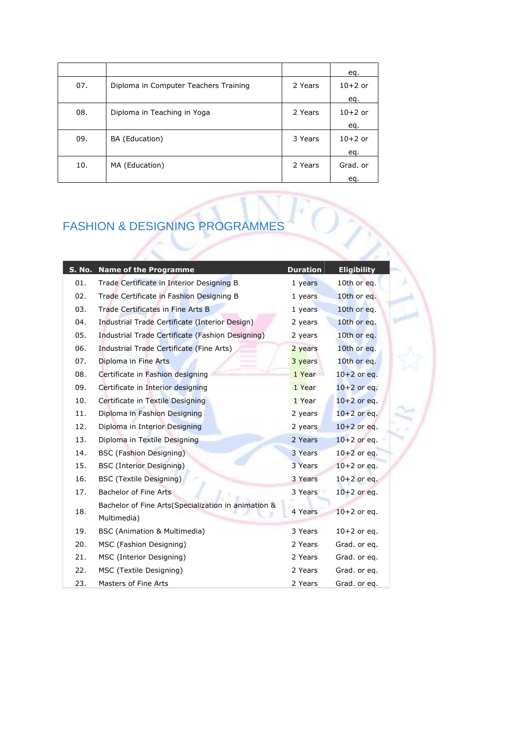| | | | eq. |
|---|---|---|---|
| 07. | Diploma in Computer Teachers Training | 2 Years | 10+2 or eq. |
| 08. | Diploma in Teaching in Yoga | 2 Years | 10+2 or eq. |
| 09. | BA (Education) | 3 Years | 10+2 or eq. |
| 10. | MA (Education) | 2 Years | Grad. or eq. |

## FASHION & DESIGNING PROGRAMMES

| S. No. | Name of the Programme | Duration | Eligibility |
|---|---|---|---|
| 01. | Trade Certificate in Interior Designing B | 1 years | 10th or eq. |
| 02. | Trade Certificate in Fashion Designing B | 1 years | 10th or eq. |
| 03. | Trade Certificates in Fine Arts B | 1 years | 10th or eq. |
| 04. | Industrial Trade Certificate (Interior Design) | 2 years | 10th or eq. |
| 05. | Industrial Trade Certificate (Fashion Designing) | 2 years | 10th or eq. |
| 06. | Industrial Trade Certificate (Fine Arts) | 2 years | 10th or eq. |
| 07. | Diploma in Fine Arts | 3 years | 10th or eq. |
| 08. | Certificate in Fashion designing | 1 Year | 10+2 or eq. |
| 09. | Certificate in Interior designing | 1 Year | 10+2 or eq. |
| 10. | Certificate in Textile Designing | 1 Year | 10+2 or eq. |
| 11. | Diploma in Fashion Designing | 2 years | 10+2 or eq. |
| 12. | Diploma in Interior Designing | 2 years | 10+2 or eq. |
| 13. | Diploma in Textile Designing | 2 Years | 10+2 or eq. |
| 14. | BSC (Fashion Designing) | 3 Years | 10+2 or eq. |
| 15. | BSC (Interior Designing) | 3 Years | 10+2 or eq. |
| 16. | BSC (Textile Designing) | 3 Years | 10+2 or eq. |
| 17. | Bachelor of Fine Arts | 3 Years | 10+2 or eq. |
| 18. | Bachelor of Fine Arts(Specialization in animation & Multimedia) | 4 Years | 10+2 or eq. |
| 19. | BSC (Animation & Multimedia) | 3 Years | 10+2 or eq. |
| 20. | MSC (Fashion Designing) | 2 Years | Grad. or eq. |
| 21. | MSC (Interior Designing) | 2 Years | Grad. or eq. |
| 22. | MSC (Textile Designing) | 2 Years | Grad. or eq. |
| 23. | Masters of Fine Arts | 2 Years | Grad. or eq. |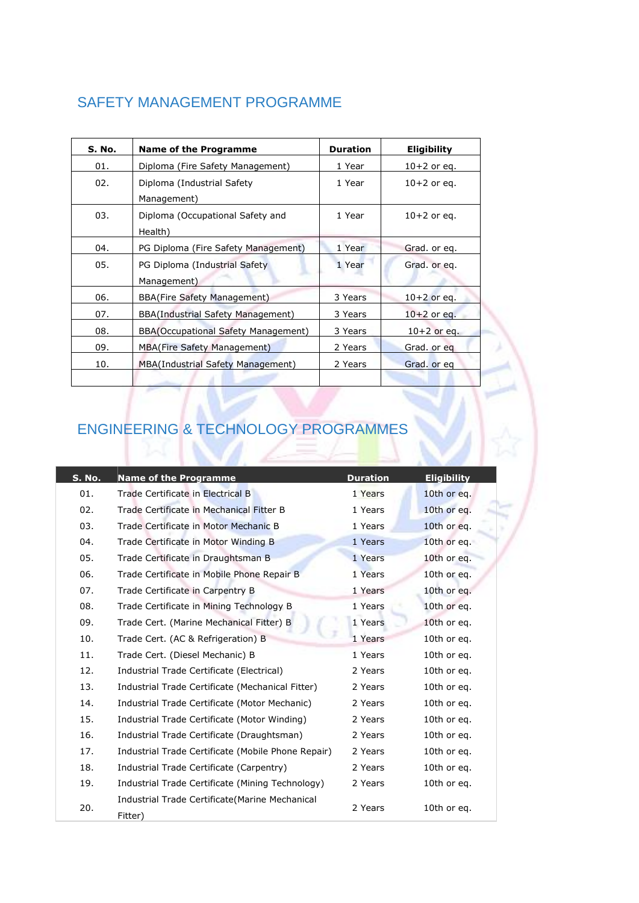## SAFETY MANAGEMENT PROGRAMME

| S. No. | Name of the Programme | Duration | Eligibility |
|---|---|---|---|
| 01. | Diploma (Fire Safety Management) | 1 Year | 10+2 or eq. |
| 02. | Diploma (Industrial Safety Management) | 1 Year | 10+2 or eq. |
| 03. | Diploma (Occupational Safety and Health) | 1 Year | 10+2 or eq. |
| 04. | PG Diploma (Fire Safety Management) | 1 Year | Grad. or eq. |
| 05. | PG Diploma (Industrial Safety Management) | 1 Year | Grad. or eq. |
| 06. | BBA(Fire Safety Management) | 3 Years | 10+2 or eq. |
| 07. | BBA(Industrial Safety Management) | 3 Years | 10+2 or eq. |
| 08. | BBA(Occupational Safety Management) | 3 Years | 10+2 or eq. |
| 09. | MBA(Fire Safety Management) | 2 Years | Grad. or eq |
| 10. | MBA(Industrial Safety Management) | 2 Years | Grad. or eq |
| | | | |

## ENGINEERING & TECHNOLOGY PROGRAMMES

| S. No. | Name of the Programme | Duration | Eligibility |
|---|---|---|---|
| 01. | Trade Certificate in Electrical B | 1 Years | 10th or eq. |
| 02. | Trade Certificate in Mechanical Fitter B | 1 Years | 10th or eq. |
| 03. | Trade Certificate in Motor Mechanic B | 1 Years | 10th or eq. |
| 04. | Trade Certificate in Motor Winding B | 1 Years | 10th or eq. |
| 05. | Trade Certificate in Draughtsman B | 1 Years | 10th or eq. |
| 06. | Trade Certificate in Mobile Phone Repair B | 1 Years | 10th or eq. |
| 07. | Trade Certificate in Carpentry B | 1 Years | 10th or eq. |
| 08. | Trade Certificate in Mining Technology B | 1 Years | 10th or eq. |
| 09. | Trade Cert. (Marine Mechanical Fitter) B | 1 Years | 10th or eq. |
| 10. | Trade Cert. (AC & Refrigeration) B | 1 Years | 10th or eq. |
| 11. | Trade Cert. (Diesel Mechanic) B | 1 Years | 10th or eq. |
| 12. | Industrial Trade Certificate (Electrical) | 2 Years | 10th or eq. |
| 13. | Industrial Trade Certificate (Mechanical Fitter) | 2 Years | 10th or eq. |
| 14. | Industrial Trade Certificate (Motor Mechanic) | 2 Years | 10th or eq. |
| 15. | Industrial Trade Certificate (Motor Winding) | 2 Years | 10th or eq. |
| 16. | Industrial Trade Certificate (Draughtsman) | 2 Years | 10th or eq. |
| 17. | Industrial Trade Certificate (Mobile Phone Repair) | 2 Years | 10th or eq. |
| 18. | Industrial Trade Certificate (Carpentry) | 2 Years | 10th or eq. |
| 19. | Industrial Trade Certificate (Mining Technology) | 2 Years | 10th or eq. |
| 20. | Industrial Trade Certificate(Marine Mechanical Fitter) | 2 Years | 10th or eq. |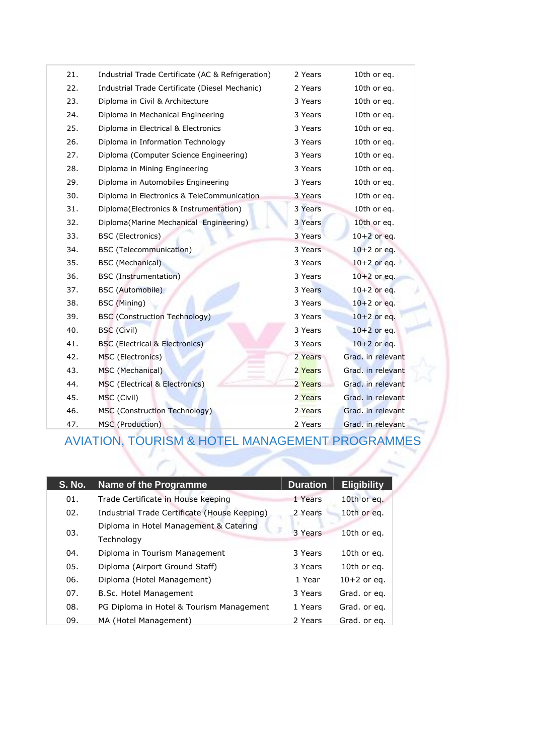| | | | |
|---|---|---|---|
| 21. | Industrial Trade Certificate (AC & Refrigeration) | 2 Years | 10th or eq. |
| 22. | Industrial Trade Certificate (Diesel Mechanic) | 2 Years | 10th or eq. |
| 23. | Diploma in Civil & Architecture | 3 Years | 10th or eq. |
| 24. | Diploma in Mechanical Engineering | 3 Years | 10th or eq. |
| 25. | Diploma in Electrical & Electronics | 3 Years | 10th or eq. |
| 26. | Diploma in Information Technology | 3 Years | 10th or eq. |
| 27. | Diploma (Computer Science Engineering) | 3 Years | 10th or eq. |
| 28. | Diploma in Mining Engineering | 3 Years | 10th or eq. |
| 29. | Diploma in Automobiles Engineering | 3 Years | 10th or eq. |
| 30. | Diploma in Electronics & TeleCommunication | 3 Years | 10th or eq. |
| 31. | Diploma(Electronics & Instrumentation) | 3 Years | 10th or eq. |
| 32. | Diploma(Marine Mechanical Engineering) | 3 Years | 10th or eq. |
| 33. | BSC (Electronics) | 3 Years | 10+2 or eq. |
| 34. | BSC (Telecommunication) | 3 Years | 10+2 or eq. |
| 35. | BSC (Mechanical) | 3 Years | 10+2 or eq. |
| 36. | BSC (Instrumentation) | 3 Years | 10+2 or eq. |
| 37. | BSC (Automobile) | 3 Years | 10+2 or eq. |
| 38. | BSC (Mining) | 3 Years | 10+2 or eq. |
| 39. | BSC (Construction Technology) | 3 Years | 10+2 or eq. |
| 40. | BSC (Civil) | 3 Years | 10+2 or eq. |
| 41. | BSC (Electrical & Electronics) | 3 Years | 10+2 or eq. |
| 42. | MSC (Electronics) | 2 Years | Grad. in relevant |
| 43. | MSC (Mechanical) | 2 Years | Grad. in relevant |
| 44. | MSC (Electrical & Electronics) | 2 Years | Grad. in relevant |
| 45. | MSC (Civil) | 2 Years | Grad. in relevant |
| 46. | MSC (Construction Technology) | 2 Years | Grad. in relevant |
| 47. | MSC (Production) | 2 Years | Grad. in relevant |

## AVIATION, TOURISM & HOTEL MANAGEMENT PROGRAMMES

| S. No. | Name of the Programme | Duration | Eligibility |
|---|---|---|---|
| 01. | Trade Certificate in House keeping | 1 Years | 10th or eq. |
| 02. | Industrial Trade Certificate (House Keeping) | 2 Years | 10th or eq. |
| 03. | Diploma in Hotel Management & Catering Technology | 3 Years | 10th or eq. |
| 04. | Diploma in Tourism Management | 3 Years | 10th or eq. |
| 05. | Diploma (Airport Ground Staff) | 3 Years | 10th or eq. |
| 06. | Diploma (Hotel Management) | 1 Year | 10+2 or eq. |
| 07. | B.Sc. Hotel Management | 3 Years | Grad. or eq. |
| 08. | PG Diploma in Hotel & Tourism Management | 1 Years | Grad. or eq. |
| 09. | MA (Hotel Management) | 2 Years | Grad. or eq. |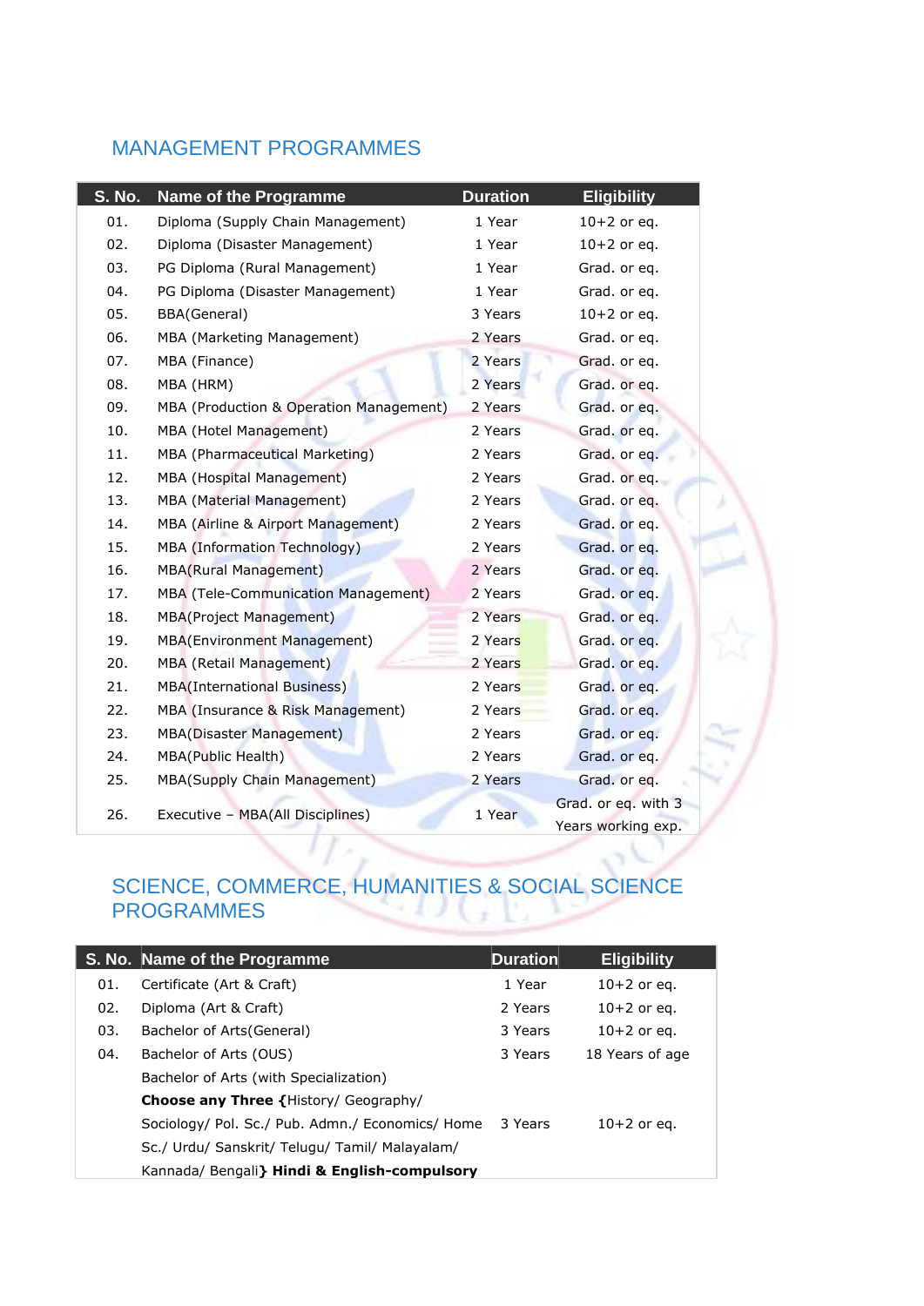## MANAGEMENT PROGRAMMES

| S. No. | Name of the Programme | Duration | Eligibility |
|---|---|---|---|
| 01. | Diploma (Supply Chain Management) | 1 Year | 10+2 or eq. |
| 02. | Diploma (Disaster Management) | 1 Year | 10+2 or eq. |
| 03. | PG Diploma (Rural Management) | 1 Year | Grad. or eq. |
| 04. | PG Diploma (Disaster Management) | 1 Year | Grad. or eq. |
| 05. | BBA(General) | 3 Years | 10+2 or eq. |
| 06. | MBA (Marketing Management) | 2 Years | Grad. or eq. |
| 07. | MBA (Finance) | 2 Years | Grad. or eq. |
| 08. | MBA (HRM) | 2 Years | Grad. or eq. |
| 09. | MBA (Production & Operation Management) | 2 Years | Grad. or eq. |
| 10. | MBA (Hotel Management) | 2 Years | Grad. or eq. |
| 11. | MBA (Pharmaceutical Marketing) | 2 Years | Grad. or eq. |
| 12. | MBA (Hospital Management) | 2 Years | Grad. or eq. |
| 13. | MBA (Material Management) | 2 Years | Grad. or eq. |
| 14. | MBA (Airline & Airport Management) | 2 Years | Grad. or eq. |
| 15. | MBA (Information Technology) | 2 Years | Grad. or eq. |
| 16. | MBA(Rural Management) | 2 Years | Grad. or eq. |
| 17. | MBA (Tele-Communication Management) | 2 Years | Grad. or eq. |
| 18. | MBA(Project Management) | 2 Years | Grad. or eq. |
| 19. | MBA(Environment Management) | 2 Years | Grad. or eq. |
| 20. | MBA (Retail Management) | 2 Years | Grad. or eq. |
| 21. | MBA(International Business) | 2 Years | Grad. or eq. |
| 22. | MBA (Insurance & Risk Management) | 2 Years | Grad. or eq. |
| 23. | MBA(Disaster Management) | 2 Years | Grad. or eq. |
| 24. | MBA(Public Health) | 2 Years | Grad. or eq. |
| 25. | MBA(Supply Chain Management) | 2 Years | Grad. or eq. |
| 26. | Executive – MBA(All Disciplines) | 1 Year | Grad. or eq. with 3 Years working exp. |

## SCIENCE, COMMERCE, HUMANITIES & SOCIAL SCIENCE PROGRAMMES

| S. No. | Name of the Programme | Duration | Eligibility |
|---|---|---|---|
| 01. | Certificate (Art & Craft) | 1 Year | 10+2 or eq. |
| 02. | Diploma (Art & Craft) | 2 Years | 10+2 or eq. |
| 03. | Bachelor of Arts(General) | 3 Years | 10+2 or eq. |
| 04. | Bachelor of Arts (OUS) | 3 Years | 18 Years of age |
| | Bachelor of Arts (with Specialization) **Choose any Three {**History/ Geography/ Sociology/ Pol. Sc./ Pub. Admn./ Economics/ Home Sc./ Urdu/ Sanskrit/ Telugu/ Tamil/ Malayalam/ Kannada/ Bengali**} Hindi & English-compulsory** | 3 Years | 10+2 or eq. |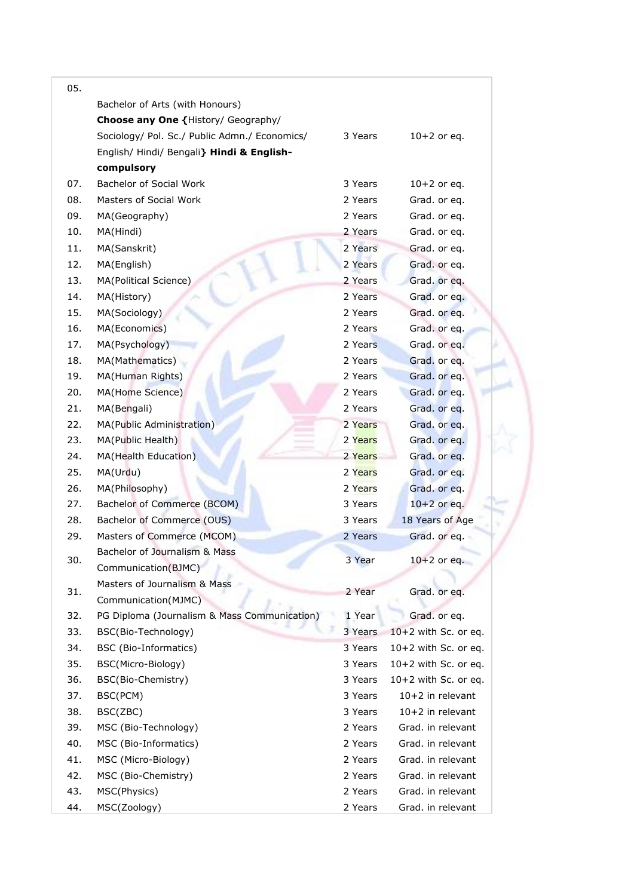| | | | |
|---|---|---|---|
| 05. | Bachelor of Arts (with Honours) **Choose any One {**History/ Geography/ Sociology/ Pol. Sc./ Public Admn./ Economics/ English/ Hindi/ Bengali**} Hindi & English- compulsory** | 3 Years | 10+2 or eq. |
| 07. | Bachelor of Social Work | 3 Years | 10+2 or eq. |
| 08. | Masters of Social Work | 2 Years | Grad. or eq. |
| 09. | MA(Geography) | 2 Years | Grad. or eq. |
| 10. | MA(Hindi) | 2 Years | Grad. or eq. |
| 11. | MA(Sanskrit) | 2 Years | Grad. or eq. |
| 12. | MA(English) | 2 Years | Grad. or eq. |
| 13. | MA(Political Science) | 2 Years | Grad. or eq. |
| 14. | MA(History) | 2 Years | Grad. or eq. |
| 15. | MA(Sociology) | 2 Years | Grad. or eq. |
| 16. | MA(Economics) | 2 Years | Grad. or eq. |
| 17. | MA(Psychology) | 2 Years | Grad. or eq. |
| 18. | MA(Mathematics) | 2 Years | Grad. or eq. |
| 19. | MA(Human Rights) | 2 Years | Grad. or eq. |
| 20. | MA(Home Science) | 2 Years | Grad. or eq. |
| 21. | MA(Bengali) | 2 Years | Grad. or eq. |
| 22. | MA(Public Administration) | 2 Years | Grad. or eq. |
| 23. | MA(Public Health) | 2 Years | Grad. or eq. |
| 24. | MA(Health Education) | 2 Years | Grad. or eq. |
| 25. | MA(Urdu) | 2 Years | Grad. or eq. |
| 26. | MA(Philosophy) | 2 Years | Grad. or eq. |
| 27. | Bachelor of Commerce (BCOM) | 3 Years | 10+2 or eq. |
| 28. | Bachelor of Commerce (OUS) | 3 Years | 18 Years of Age |
| 29. | Masters of Commerce (MCOM) | 2 Years | Grad. or eq. |
| 30. | Bachelor of Journalism & Mass Communication(BJMC) | 3 Year | 10+2 or eq. |
| 31. | Masters of Journalism & Mass Communication(MJMC) | 2 Year | Grad. or eq. |
| 32. | PG Diploma (Journalism & Mass Communication) | 1 Year | Grad. or eq. |
| 33. | BSC(Bio-Technology) | 3 Years | 10+2 with Sc. or eq. |
| 34. | BSC (Bio-Informatics) | 3 Years | 10+2 with Sc. or eq. |
| 35. | BSC(Micro-Biology) | 3 Years | 10+2 with Sc. or eq. |
| 36. | BSC(Bio-Chemistry) | 3 Years | 10+2 with Sc. or eq. |
| 37. | BSC(PCM) | 3 Years | 10+2 in relevant |
| 38. | BSC(ZBC) | 3 Years | 10+2 in relevant |
| 39. | MSC (Bio-Technology) | 2 Years | Grad. in relevant |
| 40. | MSC (Bio-Informatics) | 2 Years | Grad. in relevant |
| 41. | MSC (Micro-Biology) | 2 Years | Grad. in relevant |
| 42. | MSC (Bio-Chemistry) | 2 Years | Grad. in relevant |
| 43. | MSC(Physics) | 2 Years | Grad. in relevant |
| 44. | MSC(Zoology) | 2 Years | Grad. in relevant |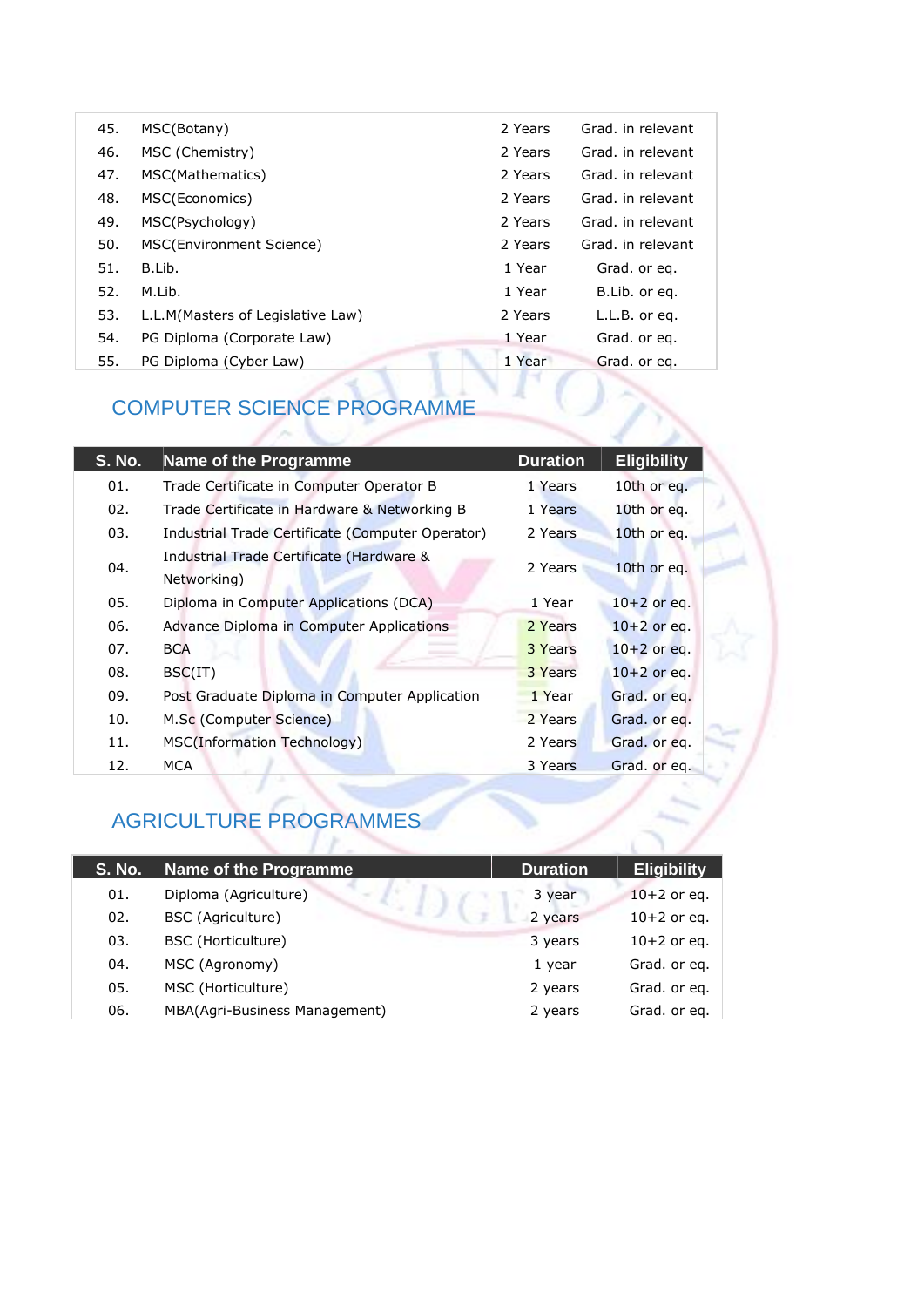| | | | |
|---|---|---|---|
| 45. | MSC(Botany) | 2 Years | Grad. in relevant |
| 46. | MSC (Chemistry) | 2 Years | Grad. in relevant |
| 47. | MSC(Mathematics) | 2 Years | Grad. in relevant |
| 48. | MSC(Economics) | 2 Years | Grad. in relevant |
| 49. | MSC(Psychology) | 2 Years | Grad. in relevant |
| 50. | MSC(Environment Science) | 2 Years | Grad. in relevant |
| 51. | B.Lib. | 1 Year | Grad. or eq. |
| 52. | M.Lib. | 1 Year | B.Lib. or eq. |
| 53. | L.L.M(Masters of Legislative Law) | 2 Years | L.L.B. or eq. |
| 54. | PG Diploma (Corporate Law) | 1 Year | Grad. or eq. |
| 55. | PG Diploma (Cyber Law) | 1 Year | Grad. or eq. |

## COMPUTER SCIENCE PROGRAMME

| S. No. | Name of the Programme | Duration | Eligibility |
|---|---|---|---|
| 01. | Trade Certificate in Computer Operator B | 1 Years | 10th or eq. |
| 02. | Trade Certificate in Hardware & Networking B | 1 Years | 10th or eq. |
| 03. | Industrial Trade Certificate (Computer Operator) | 2 Years | 10th or eq. |
| 04. | Industrial Trade Certificate (Hardware & Networking) | 2 Years | 10th or eq. |
| 05. | Diploma in Computer Applications (DCA) | 1 Year | 10+2 or eq. |
| 06. | Advance Diploma in Computer Applications | 2 Years | 10+2 or eq. |
| 07. | BCA | 3 Years | 10+2 or eq. |
| 08. | BSC(IT) | 3 Years | 10+2 or eq. |
| 09. | Post Graduate Diploma in Computer Application | 1 Year | Grad. or eq. |
| 10. | M.Sc (Computer Science) | 2 Years | Grad. or eq. |
| 11. | MSC(Information Technology) | 2 Years | Grad. or eq. |
| 12. | MCA | 3 Years | Grad. or eq. |

## AGRICULTURE PROGRAMMES

| S. No. | Name of the Programme | Duration | Eligibility |
|---|---|---|---|
| 01. | Diploma (Agriculture) | 3 year | 10+2 or eq. |
| 02. | BSC (Agriculture) | 2 years | 10+2 or eq. |
| 03. | BSC (Horticulture) | 3 years | 10+2 or eq. |
| 04. | MSC (Agronomy) | 1 year | Grad. or eq. |
| 05. | MSC (Horticulture) | 2 years | Grad. or eq. |
| 06. | MBA(Agri-Business Management) | 2 years | Grad. or eq. |